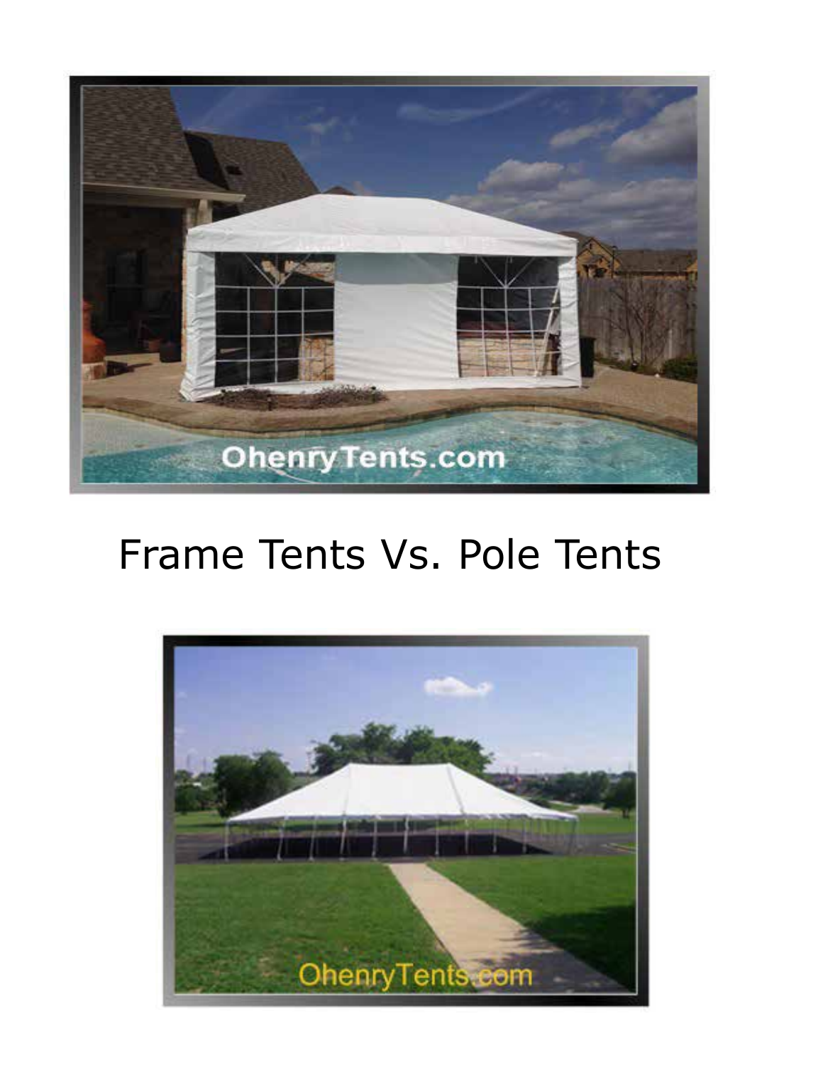# Frame Tents Vs. Pole Tents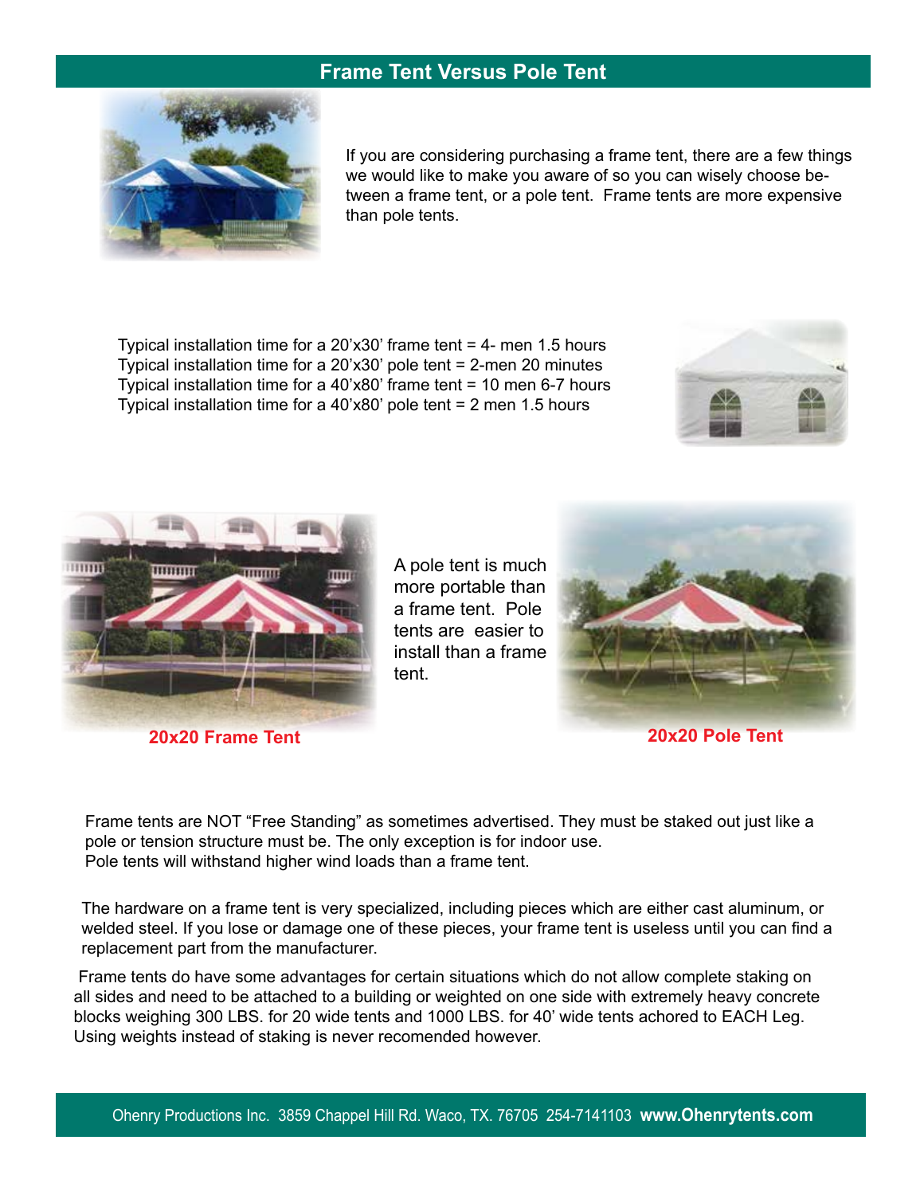# Frame Tent Versus Pole Tent

If you are considering purchasing a frame tent, there are a few things we would like to make you aware of so you can wisely choose between a frame tent, or a pole tent. Frame tents are more expensive than pole tents.

Typical installation time for a 20'x30' frame tent = 4- men 1.5 hours
Typical installation time for a 20'x30' pole tent = 2-men 20 minutes
Typical installation time for a 40'x80' frame tent = 10 men 6-7 hours
Typical installation time for a 40'x80' pole tent = 2 men 1.5 hours

A pole tent is much more portable than a frame tent. Pole tents are easier to install than a frame tent.

**20x20 Frame Tent**

**20x20 Pole Tent**

Frame tents are NOT "Free Standing" as sometimes advertised. They must be staked out just like a pole or tension structure must be. The only exception is for indoor use.
Pole tents will withstand higher wind loads than a frame tent.

The hardware on a frame tent is very specialized, including pieces which are either cast aluminum, or welded steel. If you lose or damage one of these pieces, your frame tent is useless until you can find a replacement part from the manufacturer.

Frame tents do have some advantages for certain situations which do not allow complete staking on all sides and need to be attached to a building or weighted on one side with extremely heavy concrete blocks weighing 300 LBS. for 20 wide tents and 1000 LBS. for 40' wide tents achored to EACH Leg. Using weights instead of staking is never recomended however.

Ohenry Productions Inc. 3859 Chappel Hill Rd. Waco, TX. 76705 254-7141103 **www.Ohenrytents.com**